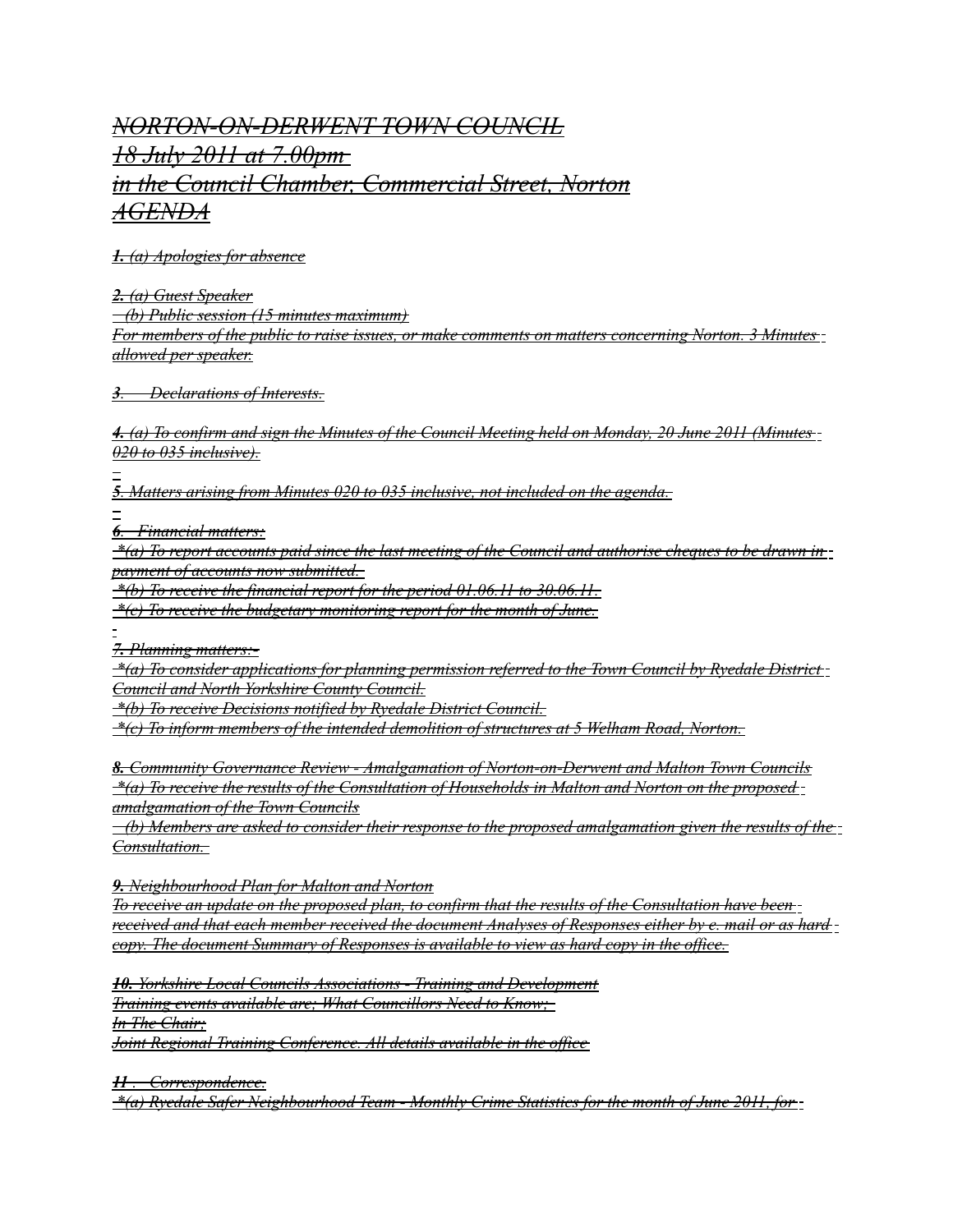# NORTON-ON-DERWENT TOWN COUNCIL
## 18 July 2011 at 7.00pm
## in the Council Chamber, Commercial Street, Norton
## AGENDA

**1.** (a) Apologies for absence

**2.** (a) Guest Speaker
(b) Public session (15 minutes maximum)
For members of the public to raise issues, or make comments on matters concerning Norton. 3 Minutes allowed per speaker.

**3.** Declarations of Interests.

**4.** (a) To confirm and sign the Minutes of the Council Meeting held on Monday, 20 June 2011 (Minutes 020 to 035 inclusive).

**5**. Matters arising from Minutes 020 to 035 inclusive, not included on the agenda.

**6**. Financial matters:
*(a) To report accounts paid since the last meeting of the Council and authorise cheques to be drawn in payment of accounts now submitted.
*(b) To receive the financial report for the period 01.06.11 to 30.06.11.
*(c) To receive the budgetary monitoring report for the month of June.

**7.** Planning matters:-
*(a) To consider applications for planning permission referred to the Town Council by Ryedale District Council and North Yorkshire County Council.
*(b) To receive Decisions notified by Ryedale District Council.
*(c) To inform members of the intended demolition of structures at 5 Welham Road, Norton.

**8.** Community Governance Review - Amalgamation of Norton-on-Derwent and Malton Town Councils
*(a) To receive the results of the Consultation of Households in Malton and Norton on the proposed amalgamation of the Town Councils
(b) Members are asked to consider their response to the proposed amalgamation given the results of the Consultation.

**9.** Neighbourhood Plan for Malton and Norton
To receive an update on the proposed plan, to confirm that the results of the Consultation have been received and that each member received the document Analyses of Responses either by e. mail or as hard copy. The document Summary of Responses is available to view as hard copy in the office.

**10.** Yorkshire Local Councils Associations - Training and Development
Training events available are; What Councillors Need to Know;
In The Chair;
Joint Regional Training Conference. All details available in the office

**11**. Correspondence.
*(a) Ryedale Safer Neighbourhood Team - Monthly Crime Statistics for the month of June 2011, for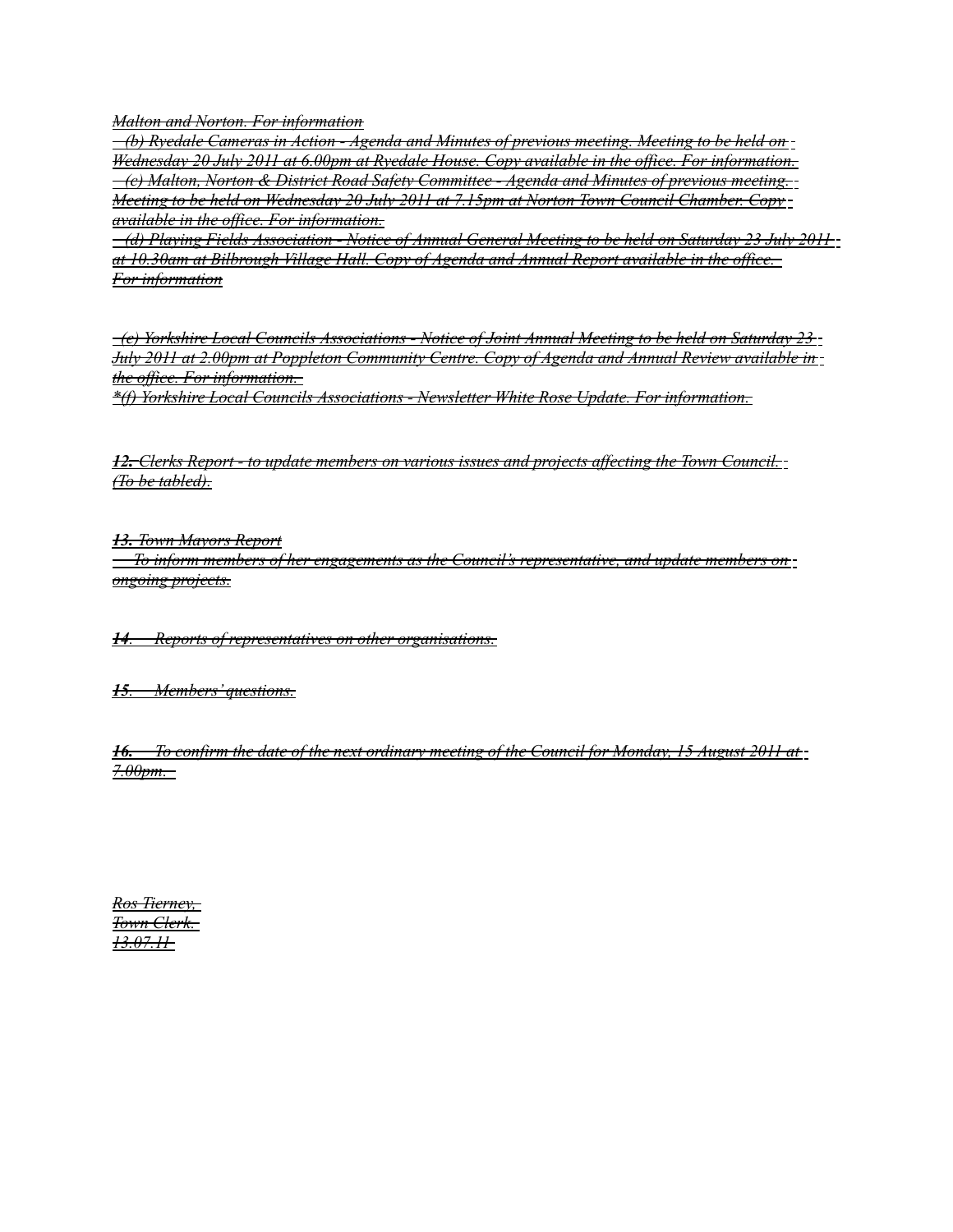*Malton and Norton. For information*

*(b) Ryedale Cameras in Action - Agenda and Minutes of previous meeting. Meeting to be held on Wednesday 20 July 2011 at 6.00pm at Ryedale House. Copy available in the office. For information.*

*(c) Malton, Norton & District Road Safety Committee - Agenda and Minutes of previous meeting. Meeting to be held on Wednesday 20 July 2011 at 7.15pm at Norton Town Council Chamber. Copy available in the office. For information.*

*(d) Playing Fields Association - Notice of Annual General Meeting to be held on Saturday 23 July 2011 at 10.30am at Bilbrough Village Hall. Copy of Agenda and Annual Report available in the office. For information*

*(e) Yorkshire Local Councils Associations - Notice of Joint Annual Meeting to be held on Saturday 23 July 2011 at 2.00pm at Poppleton Community Centre. Copy of Agenda and Annual Review available in the office. For information.*

*\*(f) Yorkshire Local Councils Associations - Newsletter White Rose Update. For information.*

***12.*** *Clerks Report - to update members on various issues and projects affecting the Town Council. (To be tabled).*

***13.*** *Town Mayors Report*

*To inform members of her engagements as the Council's representative, and update members on ongoing projects.*

***14****. Reports of representatives on other organisations.*

***15****. Members' questions.*

***16.*** *To confirm the date of the next ordinary meeting of the Council for Monday, 15 August 2011 at 7.00pm.*

*Ros Tierney,*
*Town Clerk.*
*13.07.11*